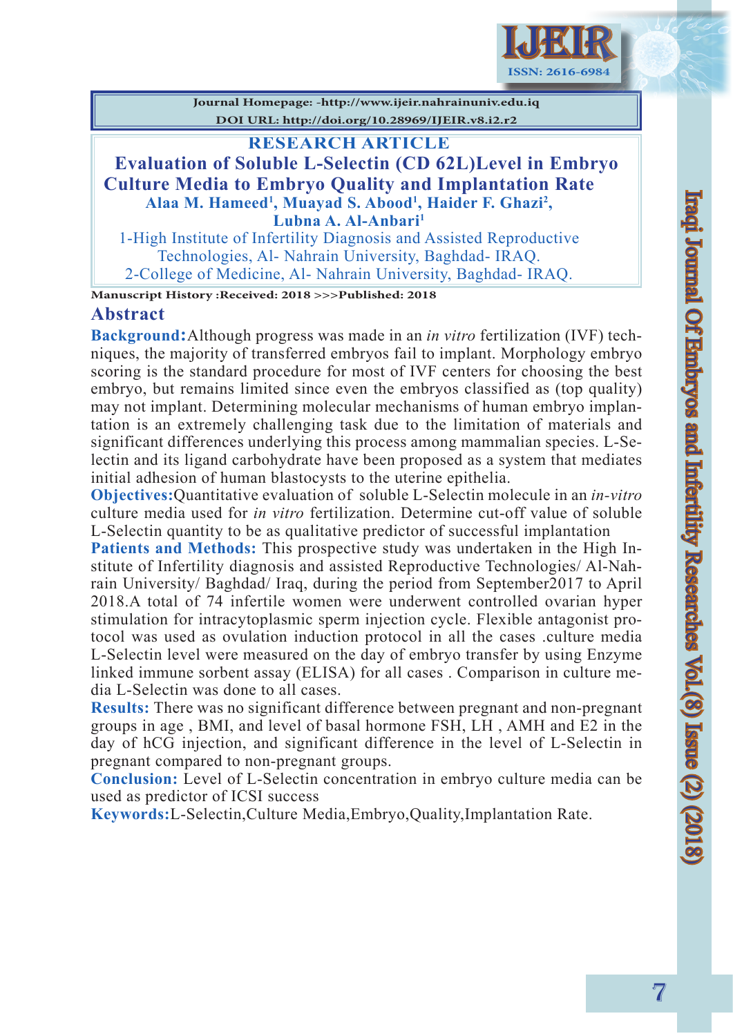Journal Homepage: -http://www.ijeir.nahrainuniv.edu.iq

DOI URL: http://doi.org/10.28969/IJEIR.v8.i2.r2

**RESEARCH ARTICLE**

# Evaluation of Soluble L-Selectin (CD 62L)Level in Embryo Culture Media to Embryo Quality and Implantation Rate

**Alaa M. Hameed[1], Muayad S. Abood[1], Haider F. Ghazi[2], Lubna A. Al-Anbari[1]**

1-High Institute of Infertility Diagnosis and Assisted Reproductive Technologies, Al- Nahrain University, Baghdad- IRAQ.

2-College of Medicine, Al- Nahrain University, Baghdad- IRAQ.

**Manuscript History :Received: 2018 >>>Published: 2018**

## Abstract

**Background:** Although progress was made in an *in vitro* fertilization (IVF) techniques, the majority of transferred embryos fail to implant. Morphology embryo scoring is the standard procedure for most of IVF centers for choosing the best embryo, but remains limited since even the embryos classified as (top quality) may not implant. Determining molecular mechanisms of human embryo implantation is an extremely challenging task due to the limitation of materials and significant differences underlying this process among mammalian species. L-Selectin and its ligand carbohydrate have been proposed as a system that mediates initial adhesion of human blastocysts to the uterine epithelia.

**Objectives:** Quantitative evaluation of soluble L-Selectin molecule in an *in-vitro* culture media used for *in vitro* fertilization. Determine cut-off value of soluble L-Selectin quantity to be as qualitative predictor of successful implantation

**Patients and Methods:** This prospective study was undertaken in the High Institute of Infertility diagnosis and assisted Reproductive Technologies/ Al-Nahrain University/ Baghdad/ Iraq, during the period from September2017 to April 2018.A total of 74 infertile women were underwent controlled ovarian hyper stimulation for intracytoplasmic sperm injection cycle. Flexible antagonist protocol was used as ovulation induction protocol in all the cases .culture media L-Selectin level were measured on the day of embryo transfer by using Enzyme linked immune sorbent assay (ELISA) for all cases . Comparison in culture media L-Selectin was done to all cases.

**Results:** There was no significant difference between pregnant and non-pregnant groups in age , BMI, and level of basal hormone FSH, LH , AMH and E2 in the day of hCG injection, and significant difference in the level of L-Selectin in pregnant compared to non-pregnant groups.

**Conclusion:** Level of L-Selectin concentration in embryo culture media can be used as predictor of ICSI success

**Keywords:** L-Selectin,Culture Media,Embryo,Quality,Implantation Rate.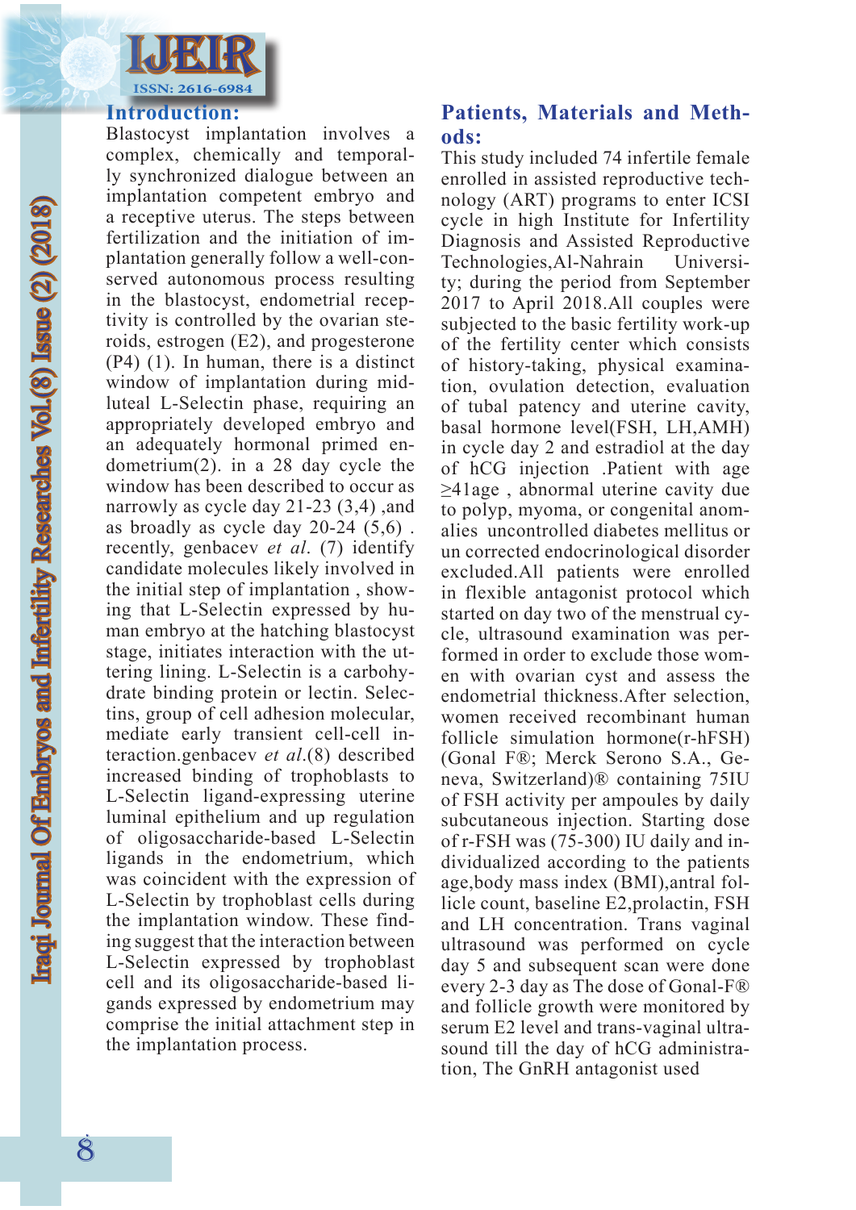## Introduction:

Blastocyst implantation involves a complex, chemically and temporally synchronized dialogue between an implantation competent embryo and a receptive uterus. The steps between fertilization and the initiation of implantation generally follow a well-conserved autonomous process resulting in the blastocyst, endometrial receptivity is controlled by the ovarian steroids, estrogen (E2), and progesterone (P4) (1). In human, there is a distinct window of implantation during mid-luteal L-Selectin phase, requiring an appropriately developed embryo and an adequately hormonal primed endometrium(2). in a 28 day cycle the window has been described to occur as narrowly as cycle day 21-23 (3,4) ,and as broadly as cycle day 20-24 (5,6) . recently, genbacev *et al*. (7) identify candidate molecules likely involved in the initial step of implantation , showing that L-Selectin expressed by human embryo at the hatching blastocyst stage, initiates interaction with the uttering lining. L-Selectin is a carbohydrate binding protein or lectin. Selectins, group of cell adhesion molecular, mediate early transient cell-cell interaction.genbacev *et al*.(8) described increased binding of trophoblasts to L-Selectin ligand-expressing uterine luminal epithelium and up regulation of oligosaccharide-based L-Selectin ligands in the endometrium, which was coincident with the expression of L-Selectin by trophoblast cells during the implantation window. These finding suggest that the interaction between L-Selectin expressed by trophoblast cell and its oligosaccharide-based ligands expressed by endometrium may comprise the initial attachment step in the implantation process.

## Patients, Materials and Methods:

This study included 74 infertile female enrolled in assisted reproductive technology (ART) programs to enter ICSI cycle in high Institute for Infertility Diagnosis and Assisted Reproductive Technologies,Al-Nahrain University; during the period from September 2017 to April 2018.All couples were subjected to the basic fertility work-up of the fertility center which consists of history-taking, physical examination, ovulation detection, evaluation of tubal patency and uterine cavity, basal hormone level(FSH, LH,AMH) in cycle day 2 and estradiol at the day of hCG injection .Patient with age ≥41age , abnormal uterine cavity due to polyp, myoma, or congenital anomalies uncontrolled diabetes mellitus or un corrected endocrinological disorder excluded.All patients were enrolled in flexible antagonist protocol which started on day two of the menstrual cycle, ultrasound examination was performed in order to exclude those women with ovarian cyst and assess the endometrial thickness.After selection, women received recombinant human follicle simulation hormone(r-hFSH) (Gonal F®; Merck Serono S.A., Geneva, Switzerland)® containing 75IU of FSH activity per ampoules by daily subcutaneous injection. Starting dose of r-FSH was (75-300) IU daily and individualized according to the patients age,body mass index (BMI),antral follicle count, baseline E2,prolactin, FSH and LH concentration. Trans vaginal ultrasound was performed on cycle day 5 and subsequent scan were done every 2-3 day as The dose of Gonal-F® and follicle growth were monitored by serum E2 level and trans-vaginal ultrasound till the day of hCG administration, The GnRH antagonist used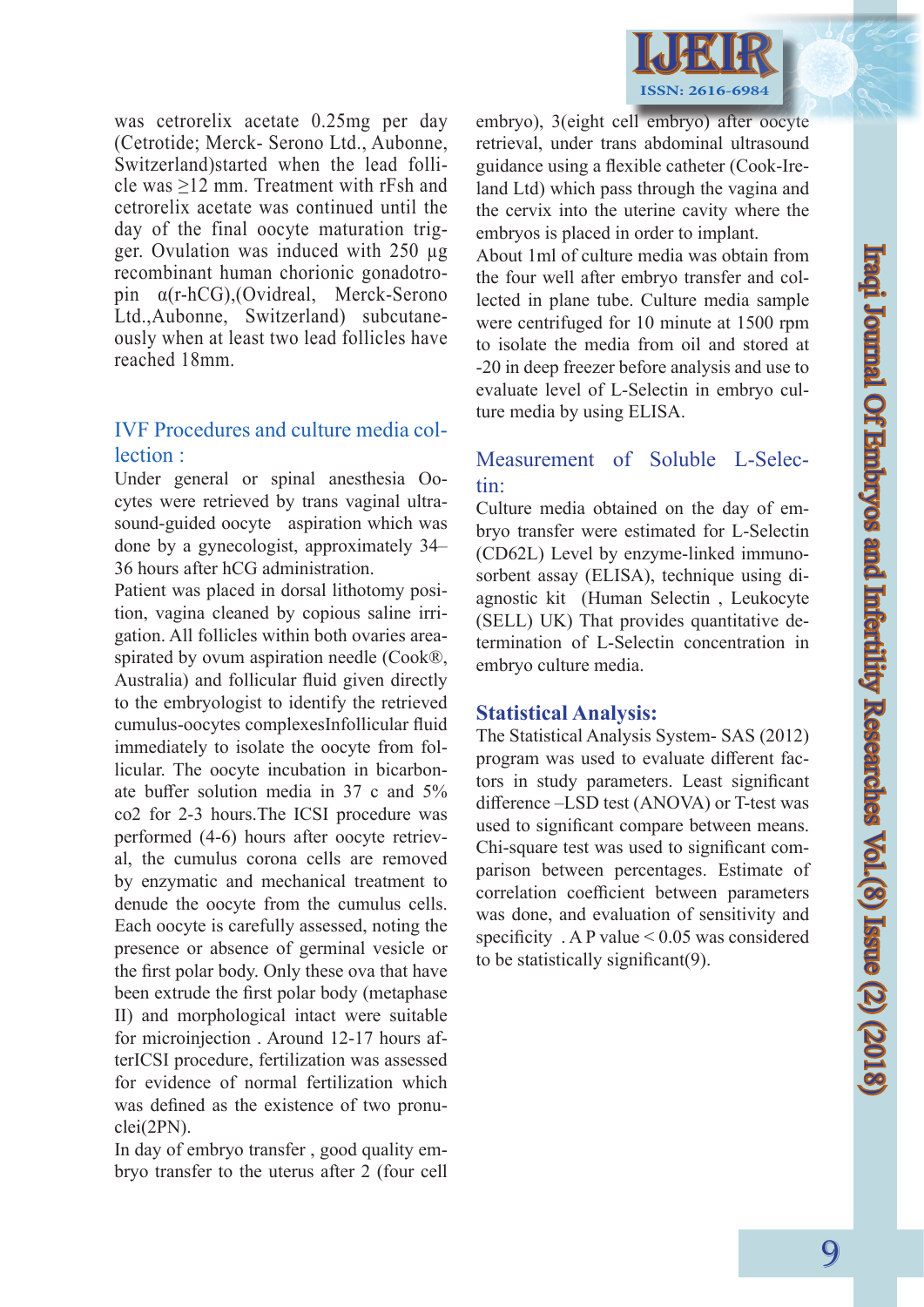was cetrorelix acetate 0.25mg per day (Cetrotide; Merck- Serono Ltd., Aubonne, Switzerland)started when the lead follicle was ≥12 mm. Treatment with rFsh and cetrorelix acetate was continued until the day of the final oocyte maturation trigger. Ovulation was induced with 250 µg recombinant human chorionic gonadotropin α(r-hCG),(Ovidreal, Merck-Serono Ltd.,Aubonne, Switzerland) subcutaneously when at least two lead follicles have reached 18mm.

## IVF Procedures and culture media collection :

Under general or spinal anesthesia Oocytes were retrieved by trans vaginal ultrasound-guided oocyte aspiration which was done by a gynecologist, approximately 34–36 hours after hCG administration.

Patient was placed in dorsal lithotomy position, vagina cleaned by copious saline irrigation. All follicles within both ovaries areaspirated by ovum aspiration needle (Cook®, Australia) and follicular fluid given directly to the embryologist to identify the retrieved cumulus-oocytes complexesInfollicular fluid immediately to isolate the oocyte from follicular. The oocyte incubation in bicarbonate buffer solution media in 37 c and 5% co2 for 2-3 hours.The ICSI procedure was performed (4-6) hours after oocyte retrieval, the cumulus corona cells are removed by enzymatic and mechanical treatment to denude the oocyte from the cumulus cells. Each oocyte is carefully assessed, noting the presence or absence of germinal vesicle or the first polar body. Only these ova that have been extrude the first polar body (metaphase II) and morphological intact were suitable for microinjection . Around 12-17 hours afterICSI procedure, fertilization was assessed for evidence of normal fertilization which was defined as the existence of two pronuclei(2PN).

In day of embryo transfer , good quality embryo transfer to the uterus after 2 (four cell embryo), 3(eight cell embryo) after oocyte retrieval, under trans abdominal ultrasound guidance using a flexible catheter (Cook-Ireland Ltd) which pass through the vagina and the cervix into the uterine cavity where the embryos is placed in order to implant.

About 1ml of culture media was obtain from the four well after embryo transfer and collected in plane tube. Culture media sample were centrifuged for 10 minute at 1500 rpm to isolate the media from oil and stored at -20 in deep freezer before analysis and use to evaluate level of L-Selectin in embryo culture media by using ELISA.

## Measurement of Soluble L-Selectin:

Culture media obtained on the day of embryo transfer were estimated for L-Selectin (CD62L) Level by enzyme-linked immunosorbent assay (ELISA), technique using diagnostic kit (Human Selectin , Leukocyte (SELL) UK) That provides quantitative determination of L-Selectin concentration in embryo culture media.

## Statistical Analysis:

The Statistical Analysis System- SAS (2012) program was used to evaluate different factors in study parameters. Least significant difference –LSD test (ANOVA) or T-test was used to significant compare between means. Chi-square test was used to significant comparison between percentages. Estimate of correlation coefficient between parameters was done, and evaluation of sensitivity and specificity . A P value $< 0.05$ was considered to be statistically significant(9).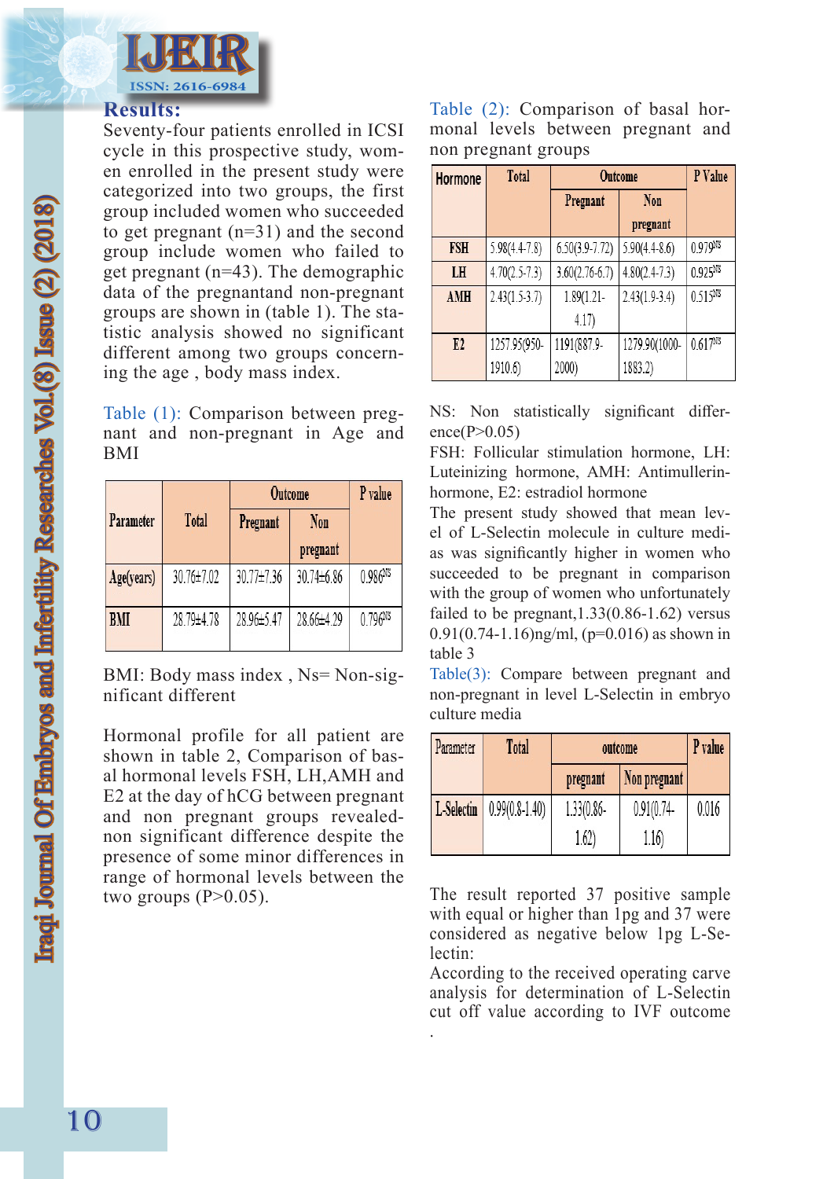## Results:

Seventy-four patients enrolled in ICSI cycle in this prospective study, women enrolled in the present study were categorized into two groups, the first group included women who succeeded to get pregnant (n=31) and the second group include women who failed to get pregnant (n=43). The demographic data of the pregnantand non-pregnant groups are shown in (table 1). The statistic analysis showed no significant different among two groups concerning the age , body mass index.

Table (1): Comparison between pregnant and non-pregnant in Age and BMI

| Parameter | Total | Outcome | | P value |
|---|---|---|---|---|
| | | Pregnant | Non pregnant | |
| Age(years) | 30.76±7.02 | 30.77±7.36 | 30.74±6.86 | 0.986[NS] |
| BMI | 28.79±4.78 | 28.96±5.47 | 28.66±4.29 | 0.796[NS] |

BMI: Body mass index , Ns= Non-significant different

Hormonal profile for all patient are shown in table 2, Comparison of basal hormonal levels FSH, LH,AMH and E2 at the day of hCG between pregnant and non pregnant groups revealed-non significant difference despite the presence of some minor differences in range of hormonal levels between the two groups (P>0.05).

Table (2): Comparison of basal hormonal levels between pregnant and non pregnant groups

| Hormone | Total | Outcome | | P Value |
|---|---|---|---|---|
| | | Pregnant | Non pregnant | |
| FSH | 5.98(4.4-7.8) | 6.50(3.9-7.72) | 5.90(4.4-8.6) | 0.979[NS] |
| LH | 4.70(2.5-7.3) | 3.60(2.76-6.7) | 4.80(2.4-7.3) | 0.925[NS] |
| AMH | 2.43(1.5-3.7) | 1.89(1.21-4.17) | 2.43(1.9-3.4) | 0.515[NS] |
| E2 | 1257.95(950-1910.6) | 1191(887.9-2000) | 1279.90(1000-1883.2) | 0.617[NS] |

NS: Non statistically significant difference(P>0.05)

FSH: Follicular stimulation hormone, LH: Luteinizing hormone, AMH: Antimullerin-hormone, E2: estradiol hormone

The present study showed that mean level of L-Selectin molecule in culture medias was significantly higher in women who succeeded to be pregnant in comparison with the group of women who unfortunately failed to be pregnant,1.33(0.86-1.62) versus 0.91(0.74-1.16)ng/ml, (p=0.016) as shown in table 3

Table(3): Compare between pregnant and non-pregnant in level L-Selectin in embryo culture media

| Parameter | Total | outcome | | P value |
|---|---|---|---|---|
| | | pregnant | Non pregnant | |
| L-Selectin | 0.99(0.8-1.40) | 1.33(0.86-1.62) | 0.91(0.74-1.16) | 0.016 |

The result reported 37 positive sample with equal or higher than 1pg and 37 were considered as negative below 1pg L-Selectin:

According to the received operating carve analysis for determination of L-Selectin cut off value according to IVF outcome

.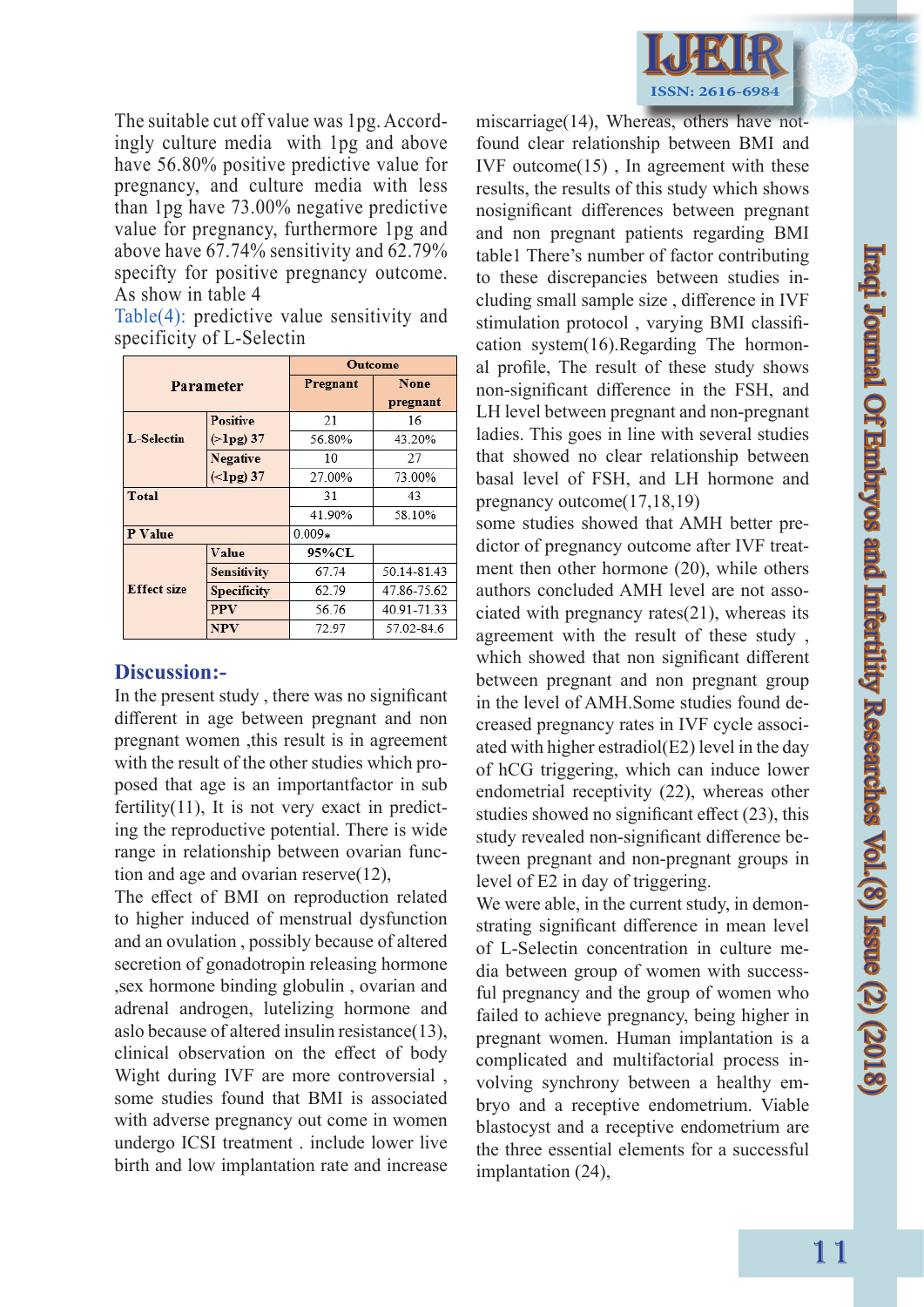The suitable cut off value was 1pg. Accordingly culture media with 1pg and above have 56.80% positive predictive value for pregnancy, and culture media with less than 1pg have 73.00% negative predictive value for pregnancy, furthermore 1pg and above have 67.74% sensitivity and 62.79% specifty for positive pregnancy outcome. As show in table 4

Table(4): predictive value sensitivity and specificity of L-Selectin

| Parameter | | Outcome | |
|---|---|---|---|
| | | Pregnant | None pregnant |
| L-Selectin | Positive (>1pg) 37 | 21 | 16 |
| | | 56.80% | 43.20% |
| | Negative (<1pg) 37 | 10 | 27 |
| | | 27.00% | 73.00% |
| Total | | 31 | 43 |
| | | 41.90% | 58.10% |
| P Value | | 0.009* | |
| Effect size | Value | 95%CL | |
| | Sensitivity | 67.74 | 50.14-81.43 |
| | Specificity | 62.79 | 47.86-75.62 |
| | PPV | 56.76 | 40.91-71.33 |
| | NPV | 72.97 | 57.02-84.6 |

## Discussion:-

In the present study , there was no significant different in age between pregnant and non pregnant women ,this result is in agreement with the result of the other studies which proposed that age is an importantfactor in sub fertility(11), It is not very exact in predicting the reproductive potential. There is wide range in relationship between ovarian function and age and ovarian reserve(12),

The effect of BMI on reproduction related to higher induced of menstrual dysfunction and an ovulation , possibly because of altered secretion of gonadotropin releasing hormone ,sex hormone binding globulin , ovarian and adrenal androgen, lutelizing hormone and aslo because of altered insulin resistance(13), clinical observation on the effect of body Wight during IVF are more controversial , some studies found that BMI is associated with adverse pregnancy out come in women undergo ICSI treatment . include lower live birth and low implantation rate and increase miscarriage(14), Whereas, others have not found clear relationship between BMI and IVF outcome(15) , In agreement with these results, the results of this study which shows nosignificant differences between pregnant and non pregnant patients regarding BMI table1 There's number of factor contributing to these discrepancies between studies including small sample size , difference in IVF stimulation protocol , varying BMI classification system(16).Regarding The hormonal profile, The result of these study shows non-significant difference in the FSH, and LH level between pregnant and non-pregnant ladies. This goes in line with several studies that showed no clear relationship between basal level of FSH, and LH hormone and pregnancy outcome(17,18,19)

some studies showed that AMH better predictor of pregnancy outcome after IVF treatment then other hormone (20), while others authors concluded AMH level are not asociated with pregnancy rates(21), whereas its agreement with the result of these study , which showed that non significant different between pregnant and non pregnant group in the level of AMH.Some studies found decreased pregnancy rates in IVF cycle associated with higher estradiol(E2) level in the day of hCG triggering, which can induce lower endometrial receptivity (22), whereas other studies showed no significant effect (23), this study revealed non-significant difference between pregnant and non-pregnant groups in level of E2 in day of triggering.

We were able, in the current study, in demonstrating significant difference in mean level of L-Selectin concentration in culture media between group of women with successful pregnancy and the group of women who failed to achieve pregnancy, being higher in pregnant women. Human implantation is a complicated and multifactorial process involving synchrony between a healthy embryo and a receptive endometrium. Viable blastocyst and a receptive endometrium are the three essential elements for a successful implantation (24),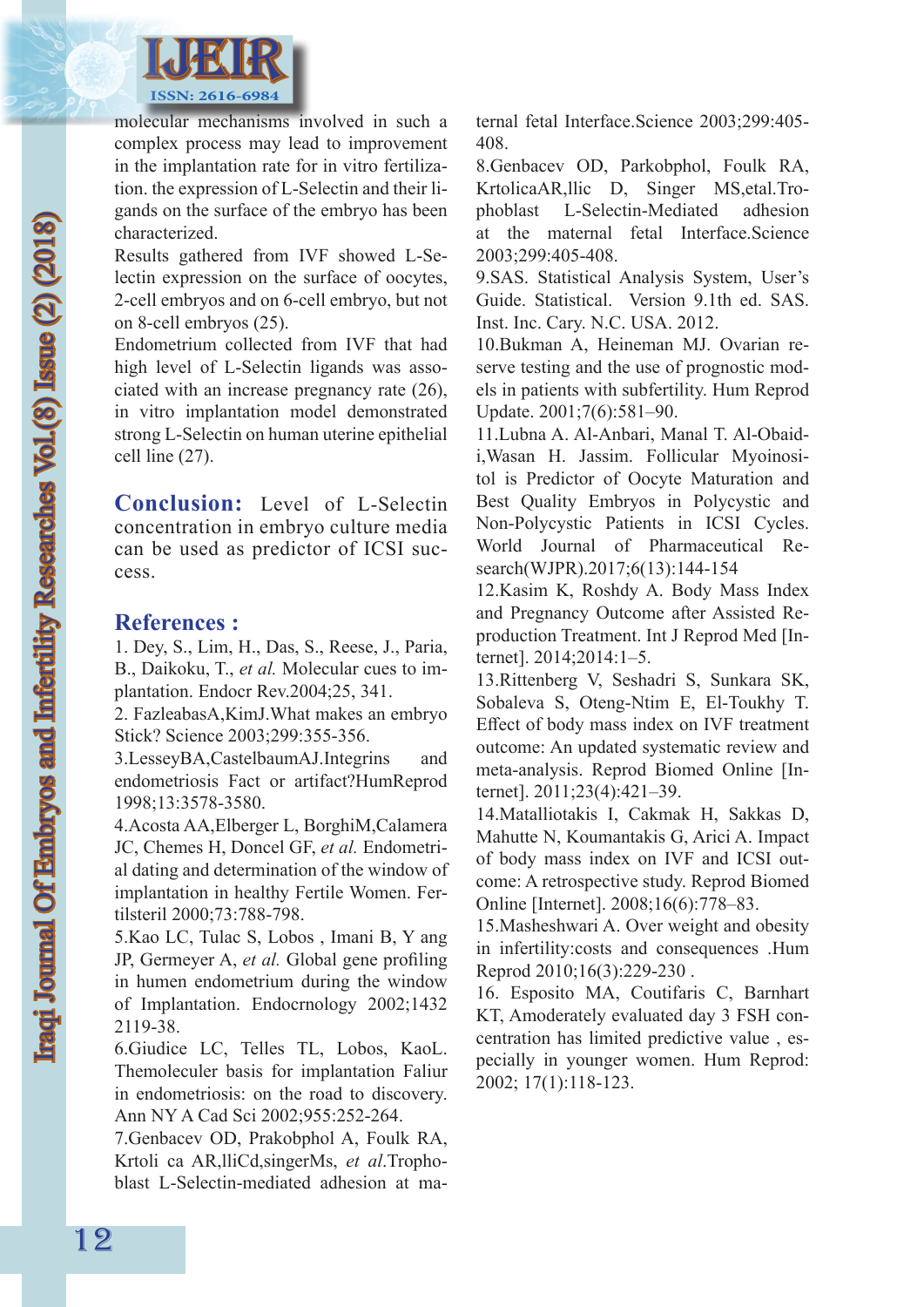molecular mechanisms involved in such a complex process may lead to improvement in the implantation rate for in vitro fertilization. the expression of L-Selectin and their ligands on the surface of the embryo has been characterized.

Results gathered from IVF showed L-Selectin expression on the surface of oocytes, 2-cell embryos and on 6-cell embryo, but not on 8-cell embryos (25).

Endometrium collected from IVF that had high level of L-Selectin ligands was associated with an increase pregnancy rate (26), in vitro implantation model demonstrated strong L-Selectin on human uterine epithelial cell line (27).

**Conclusion:** Level of L-Selectin concentration in embryo culture media can be used as predictor of ICSI success.

## References :

1. Dey, S., Lim, H., Das, S., Reese, J., Paria, B., Daikoku, T., *et al.* Molecular cues to implantation. Endocr Rev.2004;25, 341.
2. FazleabasA,KimJ.What makes an embryo Stick? Science 2003;299:355-356.
3.LesseyBA,CastelbaumAJ.Integrins and endometriosis Fact or artifact?HumReprod 1998;13:3578-3580.
4.Acosta AA,Elberger L, BorghiM,Calamera JC, Chemes H, Doncel GF, *et al.* Endometrial dating and determination of the window of implantation in healthy Fertile Women. Fertilsteril 2000;73:788-798.
5.Kao LC, Tulac S, Lobos , Imani B, Y ang JP, Germeyer A, *et al.* Global gene profiling in humen endometrium during the window of Implantation. Endocrnology 2002;1432 2119-38.
6.Giudice LC, Telles TL, Lobos, KaoL. Themoleculer basis for implantation Faliur in endometriosis: on the road to discovery. Ann NY A Cad Sci 2002;955:252-264.
7.Genbacev OD, Prakobphol A, Foulk RA, Krtoli ca AR,lliCd,singerMs, *et al.*Trophoblast L-Selectin-mediated adhesion at maternal fetal Interface.Science 2003;299:405-408.
8.Genbacev OD, Parkobphol, Foulk RA, KrtolicaAR,llic D, Singer MS,etal.Trophoblast L-Selectin-Mediated adhesion at the maternal fetal Interface.Science 2003;299:405-408.
9.SAS. Statistical Analysis System, User's Guide. Statistical. Version 9.1th ed. SAS. Inst. Inc. Cary. N.C. USA. 2012.
10.Bukman A, Heineman MJ. Ovarian reserve testing and the use of prognostic models in patients with subfertility. Hum Reprod Update. 2001;7(6):581–90.
11.Lubna A. Al-Anbari, Manal T. Al-Obaidi,Wasan H. Jassim. Follicular Myoinositol is Predictor of Oocyte Maturation and Best Quality Embryos in Polycystic and Non-Polycystic Patients in ICSI Cycles. World Journal of Pharmaceutical Research(WJPR).2017;6(13):144-154
12.Kasim K, Roshdy A. Body Mass Index and Pregnancy Outcome after Assisted Reproduction Treatment. Int J Reprod Med [Internet]. 2014;2014:1–5.
13.Rittenberg V, Seshadri S, Sunkara SK, Sobaleva S, Oteng-Ntim E, El-Toukhy T. Effect of body mass index on IVF treatment outcome: An updated systematic review and meta-analysis. Reprod Biomed Online [Internet]. 2011;23(4):421–39.
14.Matalliotakis I, Cakmak H, Sakkas D, Mahutte N, Koumantakis G, Arici A. Impact of body mass index on IVF and ICSI outcome: A retrospective study. Reprod Biomed Online [Internet]. 2008;16(6):778–83.
15.Masheshwari A. Over weight and obesity in infertility:costs and consequences .Hum Reprod 2010;16(3):229-230 .
16. Esposito MA, Coutifaris C, Barnhart KT, Amoderately evaluated day 3 FSH concentration has limited predictive value , especially in younger women. Hum Reprod: 2002; 17(1):118-123.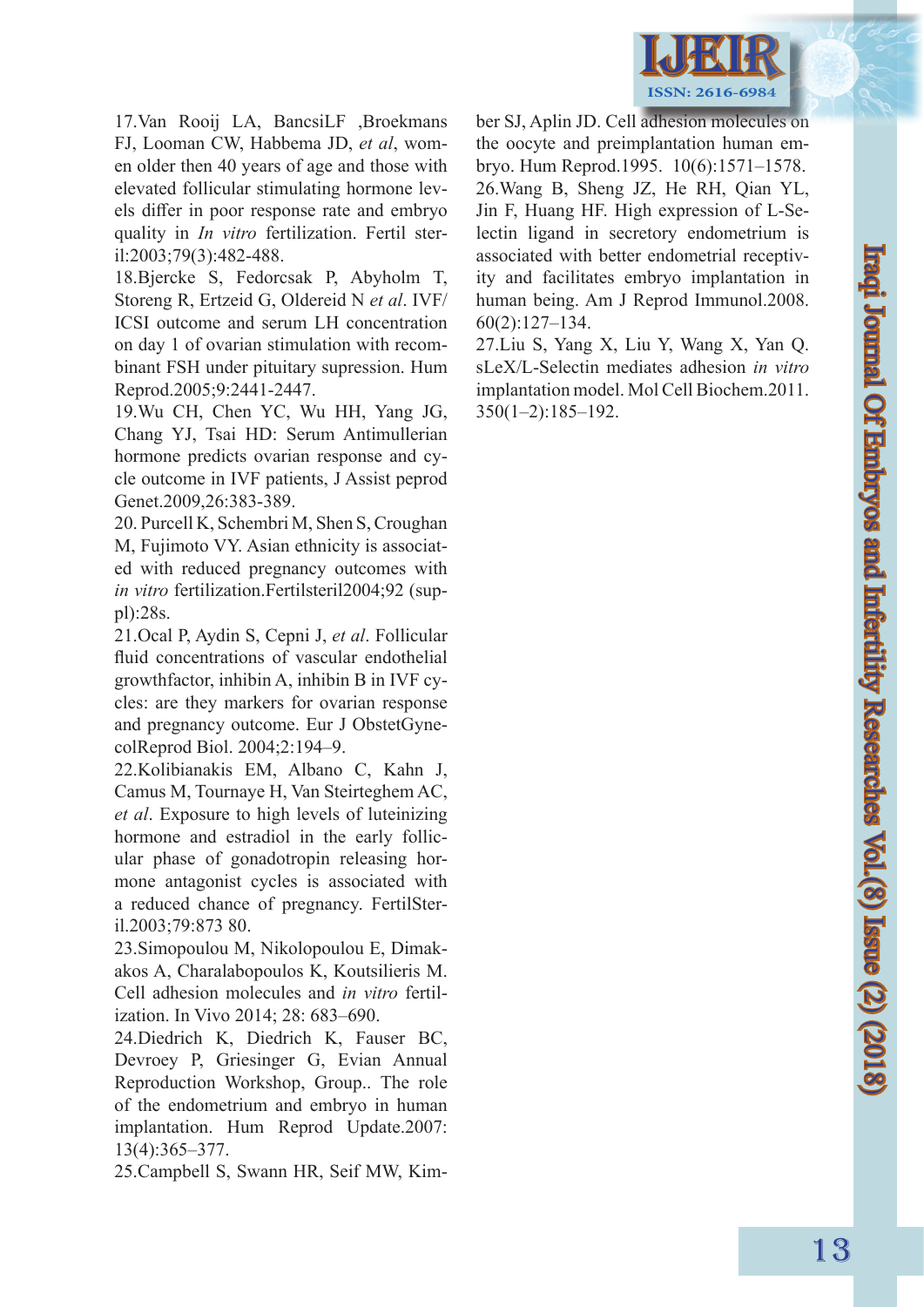17.Van Rooij LA, BancsiLF ,Broekmans FJ, Looman CW, Habbema JD, *et al*, women older then 40 years of age and those with elevated follicular stimulating hormone levels differ in poor response rate and embryo quality in *In vitro* fertilization. Fertil steril:2003;79(3):482-488.

18.Bjercke S, Fedorcsak P, Abyholm T, Storeng R, Ertzeid G, Oldereid N *et al*. IVF/ICSI outcome and serum LH concentration on day 1 of ovarian stimulation with recombinant FSH under pituitary supression. Hum Reprod.2005;9:2441-2447.

19.Wu CH, Chen YC, Wu HH, Yang JG, Chang YJ, Tsai HD: Serum Antimullerian hormone predicts ovarian response and cycle outcome in IVF patients, J Assist peprod Genet.2009,26:383-389.

20. Purcell K, Schembri M, Shen S, Croughan M, Fujimoto VY. Asian ethnicity is associated with reduced pregnancy outcomes with *in vitro* fertilization.Fertilsteril2004;92 (suppl):28s.

21.Ocal P, Aydin S, Cepni J, *et al*. Follicular fluid concentrations of vascular endothelial growthfactor, inhibin A, inhibin B in IVF cycles: are they markers for ovarian response and pregnancy outcome. Eur J ObstetGynecolReprod Biol. 2004;2:194–9.

22.Kolibianakis EM, Albano C, Kahn J, Camus M, Tournaye H, Van Steirteghem AC, *et al*. Exposure to high levels of luteinizing hormone and estradiol in the early follicular phase of gonadotropin releasing hormone antagonist cycles is associated with a reduced chance of pregnancy. FertilSteril.2003;79:873 80.

23.Simopoulou M, Nikolopoulou E, Dimakakos A, Charalabopoulos K, Koutsilieris M. Cell adhesion molecules and *in vitro* fertilization. In Vivo 2014; 28: 683–690.

24.Diedrich K, Diedrich K, Fauser BC, Devroey P, Griesinger G, Evian Annual Reproduction Workshop, Group.. The role of the endometrium and embryo in human implantation. Hum Reprod Update.2007: 13(4):365–377.

25.Campbell S, Swann HR, Seif MW, Kimber SJ, Aplin JD. Cell adhesion molecules on the oocyte and preimplantation human embryo. Hum Reprod.1995. 10(6):1571–1578.

26.Wang B, Sheng JZ, He RH, Qian YL, Jin F, Huang HF. High expression of L-Selectin ligand in secretory endometrium is associated with better endometrial receptivity and facilitates embryo implantation in human being. Am J Reprod Immunol.2008. 60(2):127–134.

27.Liu S, Yang X, Liu Y, Wang X, Yan Q. sLeX/L-Selectin mediates adhesion *in vitro* implantation model. Mol Cell Biochem.2011. 350(1–2):185–192.